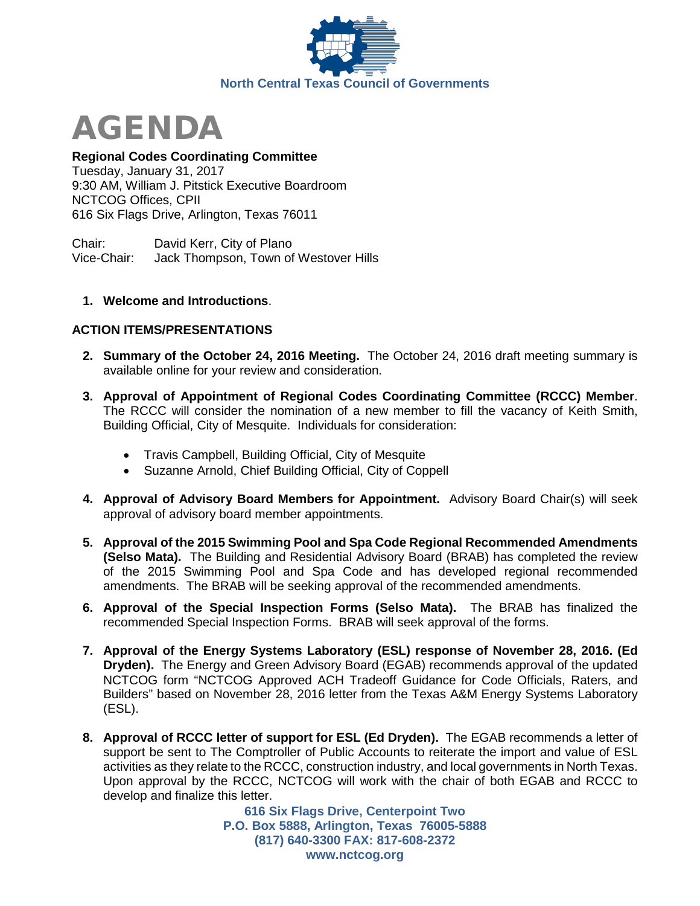North Central Texas Council of Governments

# AGENDA

**Regional Codes Coordinating Committee**
Tuesday, January 31, 2017
9:30 AM, William J. Pitstick Executive Boardroom
NCTCOG Offices, CPII
616 Six Flags Drive, Arlington, Texas 76011

Chair: David Kerr, City of Plano
Vice-Chair: Jack Thompson, Town of Westover Hills

1. **Welcome and Introductions**.

## ACTION ITEMS/PRESENTATIONS

2. **Summary of the October 24, 2016 Meeting.** The October 24, 2016 draft meeting summary is available online for your review and consideration.

3. **Approval of Appointment of Regional Codes Coordinating Committee (RCCC) Member**. The RCCC will consider the nomination of a new member to fill the vacancy of Keith Smith, Building Official, City of Mesquite. Individuals for consideration:
   - Travis Campbell, Building Official, City of Mesquite
   - Suzanne Arnold, Chief Building Official, City of Coppell

4. **Approval of Advisory Board Members for Appointment.** Advisory Board Chair(s) will seek approval of advisory board member appointments.

5. **Approval of the 2015 Swimming Pool and Spa Code Regional Recommended Amendments (Selso Mata).** The Building and Residential Advisory Board (BRAB) has completed the review of the 2015 Swimming Pool and Spa Code and has developed regional recommended amendments. The BRAB will be seeking approval of the recommended amendments.

6. **Approval of the Special Inspection Forms (Selso Mata).** The BRAB has finalized the recommended Special Inspection Forms. BRAB will seek approval of the forms.

7. **Approval of the Energy Systems Laboratory (ESL) response of November 28, 2016. (Ed Dryden).** The Energy and Green Advisory Board (EGAB) recommends approval of the updated NCTCOG form "NCTCOG Approved ACH Tradeoff Guidance for Code Officials, Raters, and Builders" based on November 28, 2016 letter from the Texas A&M Energy Systems Laboratory (ESL).

8. **Approval of RCCC letter of support for ESL (Ed Dryden).** The EGAB recommends a letter of support be sent to The Comptroller of Public Accounts to reiterate the import and value of ESL activities as they relate to the RCCC, construction industry, and local governments in North Texas. Upon approval by the RCCC, NCTCOG will work with the chair of both EGAB and RCCC to develop and finalize this letter.

616 Six Flags Drive, Centerpoint Two
P.O. Box 5888, Arlington, Texas 76005-5888
(817) 640-3300 FAX: 817-608-2372
www.nctcog.org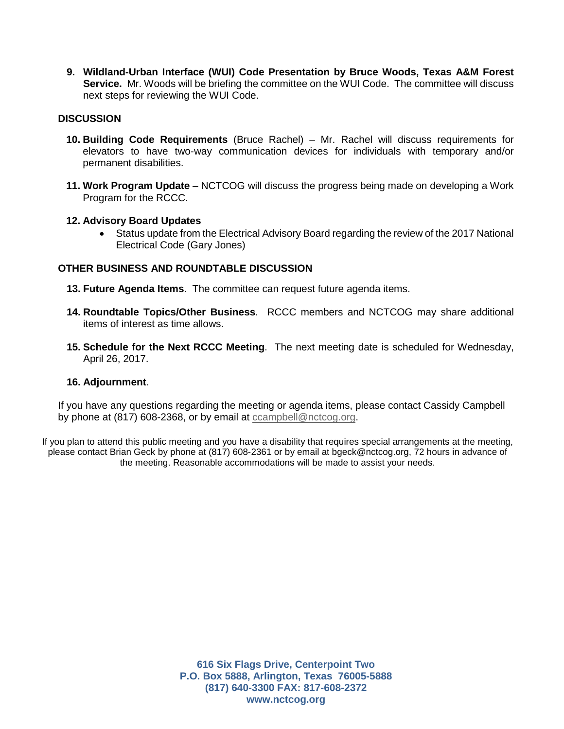9. **Wildland-Urban Interface (WUI) Code Presentation by Bruce Woods, Texas A&M Forest Service.** Mr. Woods will be briefing the committee on the WUI Code. The committee will discuss next steps for reviewing the WUI Code.

**DISCUSSION**

10. **Building Code Requirements** (Bruce Rachel) – Mr. Rachel will discuss requirements for elevators to have two-way communication devices for individuals with temporary and/or permanent disabilities.

11. **Work Program Update** – NCTCOG will discuss the progress being made on developing a Work Program for the RCCC.

12. **Advisory Board Updates**
    - Status update from the Electrical Advisory Board regarding the review of the 2017 National Electrical Code (Gary Jones)

**OTHER BUSINESS AND ROUNDTABLE DISCUSSION**

13. **Future Agenda Items**. The committee can request future agenda items.

14. **Roundtable Topics/Other Business**. RCCC members and NCTCOG may share additional items of interest as time allows.

15. **Schedule for the Next RCCC Meeting**. The next meeting date is scheduled for Wednesday, April 26, 2017.

16. **Adjournment**.

If you have any questions regarding the meeting or agenda items, please contact Cassidy Campbell by phone at (817) 608-2368, or by email at ccampbell@nctcog.org.

If you plan to attend this public meeting and you have a disability that requires special arrangements at the meeting, please contact Brian Geck by phone at (817) 608-2361 or by email at bgeck@nctcog.org, 72 hours in advance of the meeting. Reasonable accommodations will be made to assist your needs.

**616 Six Flags Drive, Centerpoint Two**
**P.O. Box 5888, Arlington, Texas 76005-5888**
**(817) 640-3300 FAX: 817-608-2372**
**www.nctcog.org**